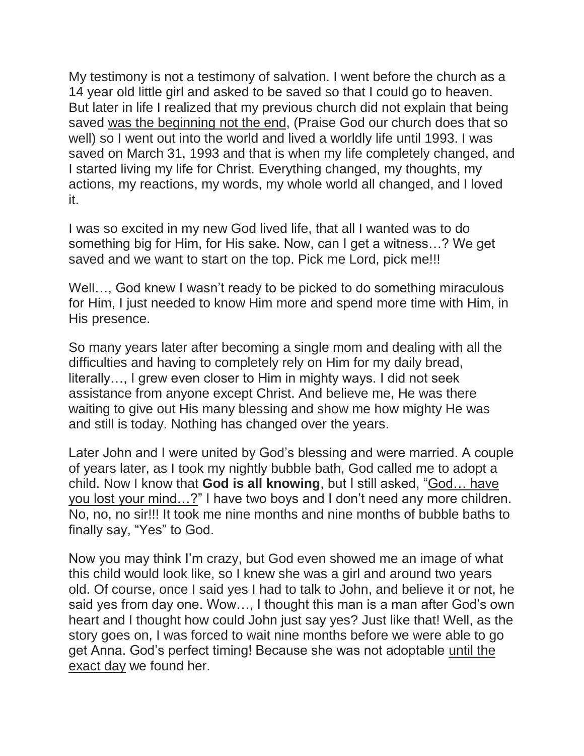My testimony is not a testimony of salvation. I went before the church as a 14 year old little girl and asked to be saved so that I could go to heaven. But later in life I realized that my previous church did not explain that being saved <u>was the beginning not the end</u>, (Praise God our church does that so well) so I went out into the world and lived a worldly life until 1993. I was saved on March 31, 1993 and that is when my life completely changed, and I started living my life for Christ. Everything changed, my thoughts, my actions, my reactions, my words, my whole world all changed, and I loved it.

I was so excited in my new God lived life, that all I wanted was to do something big for Him, for His sake. Now, can I get a witness…? We get saved and we want to start on the top. Pick me Lord, pick me!!!

Well…, God knew I wasn't ready to be picked to do something miraculous for Him, I just needed to know Him more and spend more time with Him, in His presence.

So many years later after becoming a single mom and dealing with all the difficulties and having to completely rely on Him for my daily bread, literally…, I grew even closer to Him in mighty ways. I did not seek assistance from anyone except Christ. And believe me, He was there waiting to give out His many blessing and show me how mighty He was and still is today. Nothing has changed over the years.

Later John and I were united by God's blessing and were married. A couple of years later, as I took my nightly bubble bath, God called me to adopt a child. Now I know that **God is all knowing**, but I still asked, "<u>God… have you lost your mind…?</u>" I have two boys and I don't need any more children. No, no, no sir!!! It took me nine months and nine months of bubble baths to finally say, "Yes" to God.

Now you may think I'm crazy, but God even showed me an image of what this child would look like, so I knew she was a girl and around two years old. Of course, once I said yes I had to talk to John, and believe it or not, he said yes from day one. Wow…, I thought this man is a man after God's own heart and I thought how could John just say yes? Just like that! Well, as the story goes on, I was forced to wait nine months before we were able to go get Anna. God's perfect timing! Because she was not adoptable <u>until the exact day</u> we found her.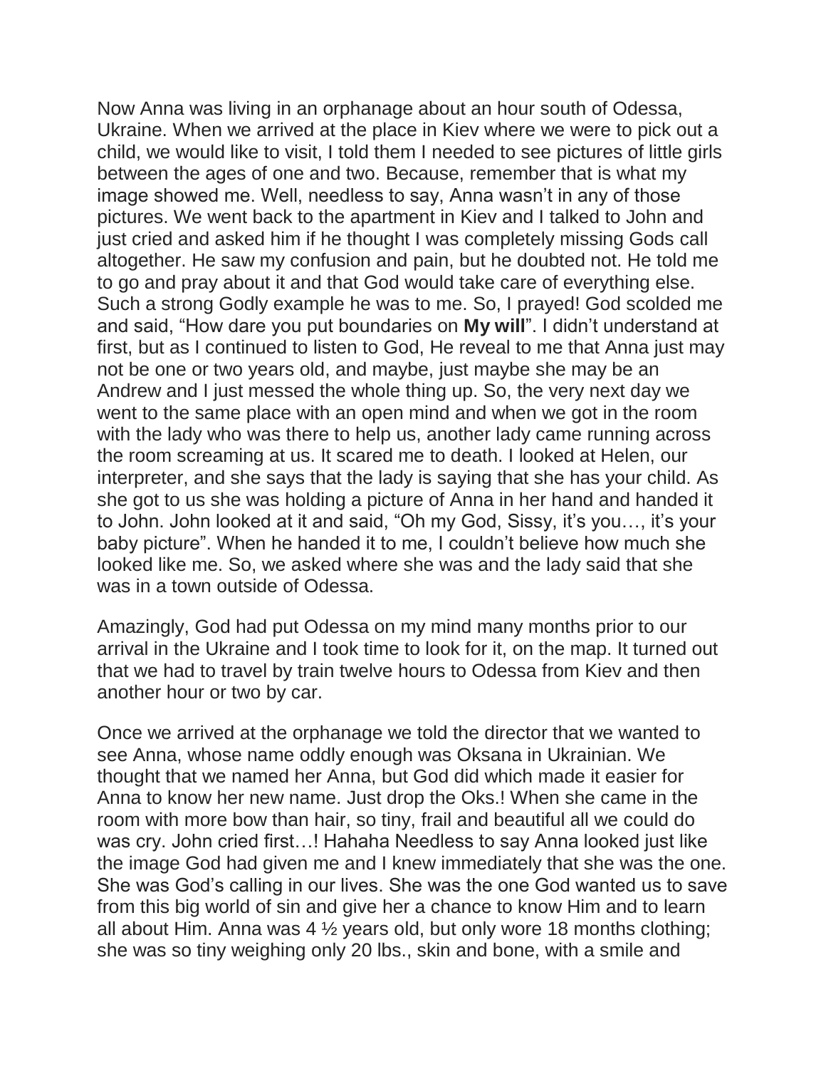Now Anna was living in an orphanage about an hour south of Odessa, Ukraine. When we arrived at the place in Kiev where we were to pick out a child, we would like to visit, I told them I needed to see pictures of little girls between the ages of one and two. Because, remember that is what my image showed me. Well, needless to say, Anna wasn't in any of those pictures. We went back to the apartment in Kiev and I talked to John and just cried and asked him if he thought I was completely missing Gods call altogether. He saw my confusion and pain, but he doubted not. He told me to go and pray about it and that God would take care of everything else. Such a strong Godly example he was to me. So, I prayed! God scolded me and said, "How dare you put boundaries on **My will**". I didn't understand at first, but as I continued to listen to God, He reveal to me that Anna just may not be one or two years old, and maybe, just maybe she may be an Andrew and I just messed the whole thing up. So, the very next day we went to the same place with an open mind and when we got in the room with the lady who was there to help us, another lady came running across the room screaming at us. It scared me to death. I looked at Helen, our interpreter, and she says that the lady is saying that she has your child. As she got to us she was holding a picture of Anna in her hand and handed it to John. John looked at it and said, "Oh my God, Sissy, it's you…, it's your baby picture". When he handed it to me, I couldn't believe how much she looked like me. So, we asked where she was and the lady said that she was in a town outside of Odessa.

Amazingly, God had put Odessa on my mind many months prior to our arrival in the Ukraine and I took time to look for it, on the map. It turned out that we had to travel by train twelve hours to Odessa from Kiev and then another hour or two by car.

Once we arrived at the orphanage we told the director that we wanted to see Anna, whose name oddly enough was Oksana in Ukrainian. We thought that we named her Anna, but God did which made it easier for Anna to know her new name. Just drop the Oks.! When she came in the room with more bow than hair, so tiny, frail and beautiful all we could do was cry. John cried first…! Hahaha Needless to say Anna looked just like the image God had given me and I knew immediately that she was the one. She was God's calling in our lives. She was the one God wanted us to save from this big world of sin and give her a chance to know Him and to learn all about Him. Anna was 4 ½ years old, but only wore 18 months clothing; she was so tiny weighing only 20 lbs., skin and bone, with a smile and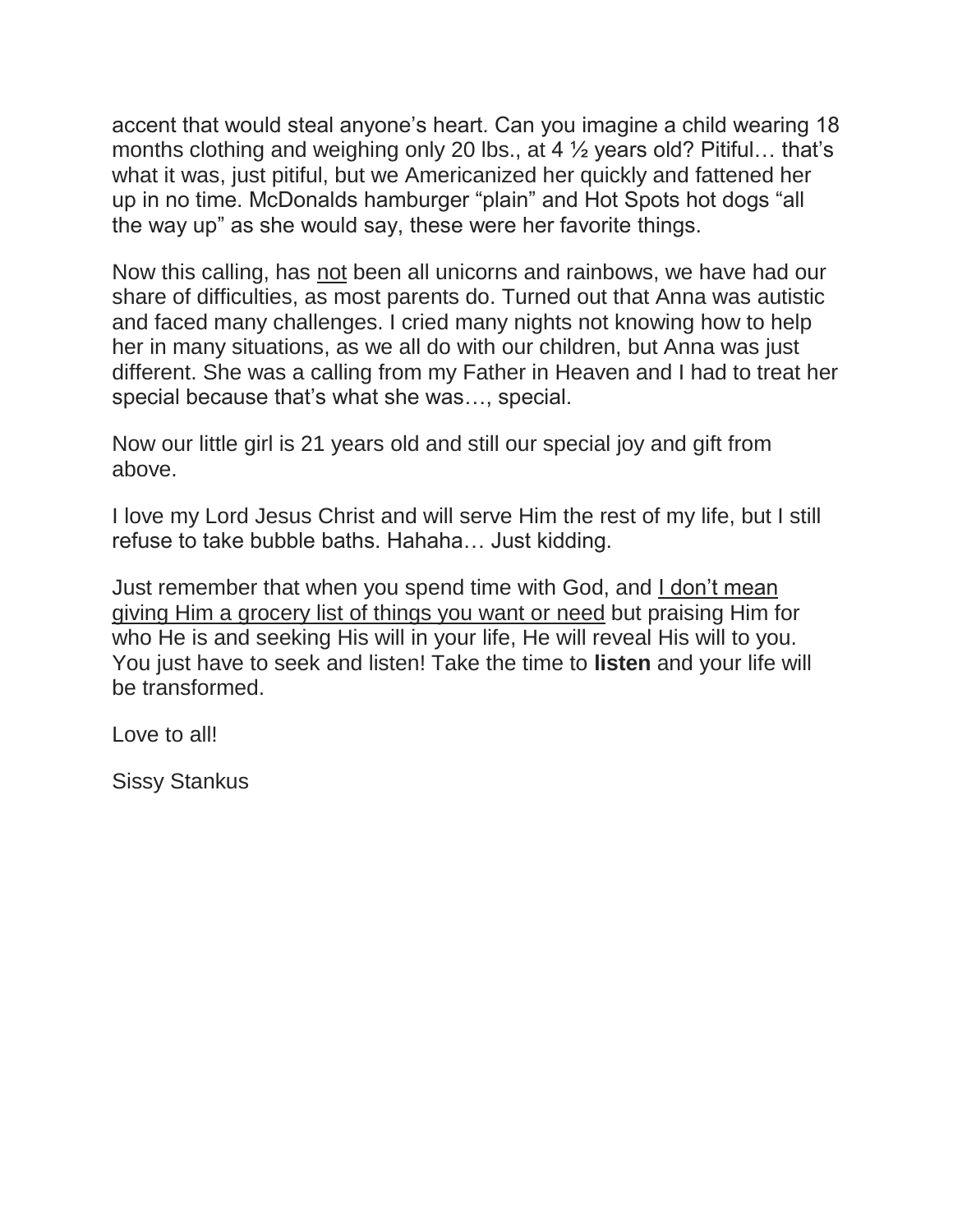accent that would steal anyone's heart. Can you imagine a child wearing 18 months clothing and weighing only 20 lbs., at 4 ½ years old? Pitiful… that's what it was, just pitiful, but we Americanized her quickly and fattened her up in no time. McDonalds hamburger "plain" and Hot Spots hot dogs "all the way up" as she would say, these were her favorite things.

Now this calling, has <u>not</u> been all unicorns and rainbows, we have had our share of difficulties, as most parents do. Turned out that Anna was autistic and faced many challenges. I cried many nights not knowing how to help her in many situations, as we all do with our children, but Anna was just different. She was a calling from my Father in Heaven and I had to treat her special because that's what she was…, special.

Now our little girl is 21 years old and still our special joy and gift from above.

I love my Lord Jesus Christ and will serve Him the rest of my life, but I still refuse to take bubble baths. Hahaha… Just kidding.

Just remember that when you spend time with God, and <u>I don't mean giving Him a grocery list of things you want or need</u> but praising Him for who He is and seeking His will in your life, He will reveal His will to you. You just have to seek and listen! Take the time to **listen** and your life will be transformed.

Love to all!

Sissy Stankus